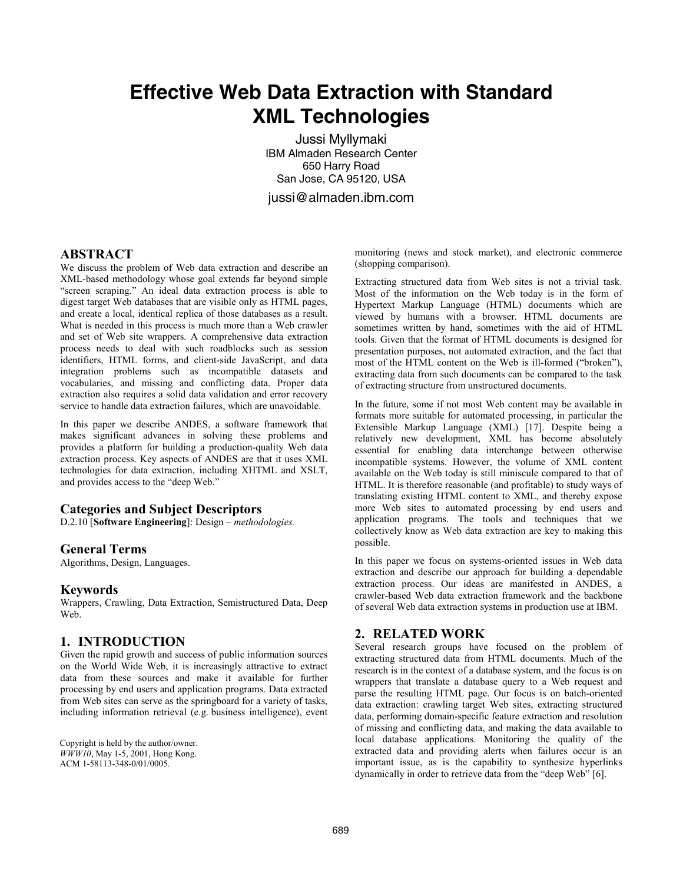# Effective Web Data Extraction with Standard XML Technologies

Jussi Myllymaki
IBM Almaden Research Center
650 Harry Road
San Jose, CA 95120, USA

jussi@almaden.ibm.com

## ABSTRACT

We discuss the problem of Web data extraction and describe an XML-based methodology whose goal extends far beyond simple "screen scraping." An ideal data extraction process is able to digest target Web databases that are visible only as HTML pages, and create a local, identical replica of those databases as a result. What is needed in this process is much more than a Web crawler and set of Web site wrappers. A comprehensive data extraction process needs to deal with such roadblocks such as session identifiers, HTML forms, and client-side JavaScript, and data integration problems such as incompatible datasets and vocabularies, and missing and conflicting data. Proper data extraction also requires a solid data validation and error recovery service to handle data extraction failures, which are unavoidable.

In this paper we describe ANDES, a software framework that makes significant advances in solving these problems and provides a platform for building a production-quality Web data extraction process. Key aspects of ANDES are that it uses XML technologies for data extraction, including XHTML and XSLT, and provides access to the "deep Web."

### Categories and Subject Descriptors

D.2.10 [**Software Engineering**]: Design – *methodologies.*

### General Terms

Algorithms, Design, Languages.

### Keywords

Wrappers, Crawling, Data Extraction, Semistructured Data, Deep Web.

## 1. INTRODUCTION

Given the rapid growth and success of public information sources on the World Wide Web, it is increasingly attractive to extract data from these sources and make it available for further processing by end users and application programs. Data extracted from Web sites can serve as the springboard for a variety of tasks, including information retrieval (e.g. business intelligence), event monitoring (news and stock market), and electronic commerce (shopping comparison).

Extracting structured data from Web sites is not a trivial task. Most of the information on the Web today is in the form of Hypertext Markup Language (HTML) documents which are viewed by humans with a browser. HTML documents are sometimes written by hand, sometimes with the aid of HTML tools. Given that the format of HTML documents is designed for presentation purposes, not automated extraction, and the fact that most of the HTML content on the Web is ill-formed ("broken"), extracting data from such documents can be compared to the task of extracting structure from unstructured documents.

In the future, some if not most Web content may be available in formats more suitable for automated processing, in particular the Extensible Markup Language (XML) [17]. Despite being a relatively new development, XML has become absolutely essential for enabling data interchange between otherwise incompatible systems. However, the volume of XML content available on the Web today is still miniscule compared to that of HTML. It is therefore reasonable (and profitable) to study ways of translating existing HTML content to XML, and thereby expose more Web sites to automated processing by end users and application programs. The tools and techniques that we collectively know as Web data extraction are key to making this possible.

In this paper we focus on systems-oriented issues in Web data extraction and describe our approach for building a dependable extraction process. Our ideas are manifested in ANDES, a crawler-based Web data extraction framework and the backbone of several Web data extraction systems in production use at IBM.

## 2. RELATED WORK

Several research groups have focused on the problem of extracting structured data from HTML documents. Much of the research is in the context of a database system, and the focus is on wrappers that translate a database query to a Web request and parse the resulting HTML page. Our focus is on batch-oriented data extraction: crawling target Web sites, extracting structured data, performing domain-specific feature extraction and resolution of missing and conflicting data, and making the data available to local database applications. Monitoring the quality of the extracted data and providing alerts when failures occur is an important issue, as is the capability to synthesize hyperlinks dynamically in order to retrieve data from the "deep Web" [6].

Copyright is held by the author/owner.
*WWW10*, May 1-5, 2001, Hong Kong.
ACM 1-58113-348-0/01/0005.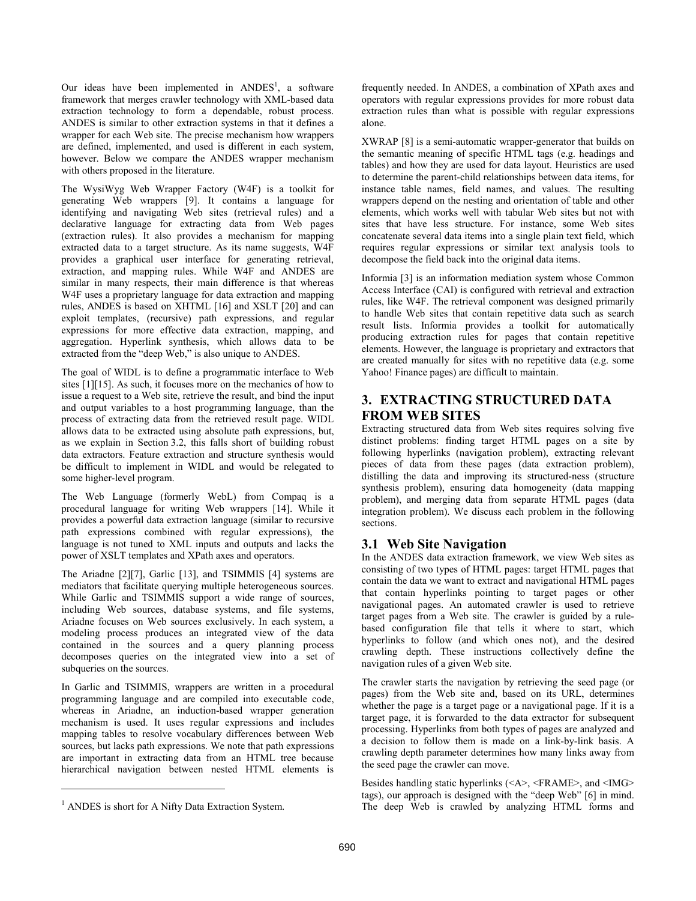Our ideas have been implemented in ANDES[1], a software framework that merges crawler technology with XML-based data extraction technology to form a dependable, robust process. ANDES is similar to other extraction systems in that it defines a wrapper for each Web site. The precise mechanism how wrappers are defined, implemented, and used is different in each system, however. Below we compare the ANDES wrapper mechanism with others proposed in the literature.

The WysiWyg Web Wrapper Factory (W4F) is a toolkit for generating Web wrappers [9]. It contains a language for identifying and navigating Web sites (retrieval rules) and a declarative language for extracting data from Web pages (extraction rules). It also provides a mechanism for mapping extracted data to a target structure. As its name suggests, W4F provides a graphical user interface for generating retrieval, extraction, and mapping rules. While W4F and ANDES are similar in many respects, their main difference is that whereas W4F uses a proprietary language for data extraction and mapping rules, ANDES is based on XHTML [16] and XSLT [20] and can exploit templates, (recursive) path expressions, and regular expressions for more effective data extraction, mapping, and aggregation. Hyperlink synthesis, which allows data to be extracted from the "deep Web," is also unique to ANDES.

The goal of WIDL is to define a programmatic interface to Web sites [1][15]. As such, it focuses more on the mechanics of how to issue a request to a Web site, retrieve the result, and bind the input and output variables to a host programming language, than the process of extracting data from the retrieved result page. WIDL allows data to be extracted using absolute path expressions, but, as we explain in Section 3.2, this falls short of building robust data extractors. Feature extraction and structure synthesis would be difficult to implement in WIDL and would be relegated to some higher-level program.

The Web Language (formerly WebL) from Compaq is a procedural language for writing Web wrappers [14]. While it provides a powerful data extraction language (similar to recursive path expressions combined with regular expressions), the language is not tuned to XML inputs and outputs and lacks the power of XSLT templates and XPath axes and operators.

The Ariadne [2][7], Garlic [13], and TSIMMIS [4] systems are mediators that facilitate querying multiple heterogeneous sources. While Garlic and TSIMMIS support a wide range of sources, including Web sources, database systems, and file systems, Ariadne focuses on Web sources exclusively. In each system, a modeling process produces an integrated view of the data contained in the sources and a query planning process decomposes queries on the integrated view into a set of subqueries on the sources.

In Garlic and TSIMMIS, wrappers are written in a procedural programming language and are compiled into executable code, whereas in Ariadne, an induction-based wrapper generation mechanism is used. It uses regular expressions and includes mapping tables to resolve vocabulary differences between Web sources, but lacks path expressions. We note that path expressions are important in extracting data from an HTML tree because hierarchical navigation between nested HTML elements is frequently needed. In ANDES, a combination of XPath axes and operators with regular expressions provides for more robust data extraction rules than what is possible with regular expressions alone.

XWRAP [8] is a semi-automatic wrapper-generator that builds on the semantic meaning of specific HTML tags (e.g. headings and tables) and how they are used for data layout. Heuristics are used to determine the parent-child relationships between data items, for instance table names, field names, and values. The resulting wrappers depend on the nesting and orientation of table and other elements, which works well with tabular Web sites but not with sites that have less structure. For instance, some Web sites concatenate several data items into a single plain text field, which requires regular expressions or similar text analysis tools to decompose the field back into the original data items.

Informia [3] is an information mediation system whose Common Access Interface (CAI) is configured with retrieval and extraction rules, like W4F. The retrieval component was designed primarily to handle Web sites that contain repetitive data such as search result lists. Informia provides a toolkit for automatically producing extraction rules for pages that contain repetitive elements. However, the language is proprietary and extractors that are created manually for sites with no repetitive data (e.g. some Yahoo! Finance pages) are difficult to maintain.

## 3. EXTRACTING STRUCTURED DATA FROM WEB SITES

Extracting structured data from Web sites requires solving five distinct problems: finding target HTML pages on a site by following hyperlinks (navigation problem), extracting relevant pieces of data from these pages (data extraction problem), distilling the data and improving its structured-ness (structure synthesis problem), ensuring data homogeneity (data mapping problem), and merging data from separate HTML pages (data integration problem). We discuss each problem in the following sections.

### 3.1 Web Site Navigation

In the ANDES data extraction framework, we view Web sites as consisting of two types of HTML pages: target HTML pages that contain the data we want to extract and navigational HTML pages that contain hyperlinks pointing to target pages or other navigational pages. An automated crawler is used to retrieve target pages from a Web site. The crawler is guided by a rule-based configuration file that tells it where to start, which hyperlinks to follow (and which ones not), and the desired crawling depth. These instructions collectively define the navigation rules of a given Web site.

The crawler starts the navigation by retrieving the seed page (or pages) from the Web site and, based on its URL, determines whether the page is a target page or a navigational page. If it is a target page, it is forwarded to the data extractor for subsequent processing. Hyperlinks from both types of pages are analyzed and a decision to follow them is made on a link-by-link basis. A crawling depth parameter determines how many links away from the seed page the crawler can move.

Besides handling static hyperlinks (<A>, <FRAME>, and <IMG> tags), our approach is designed with the "deep Web" [6] in mind. The deep Web is crawled by analyzing HTML forms and

[1] ANDES is short for A Nifty Data Extraction System.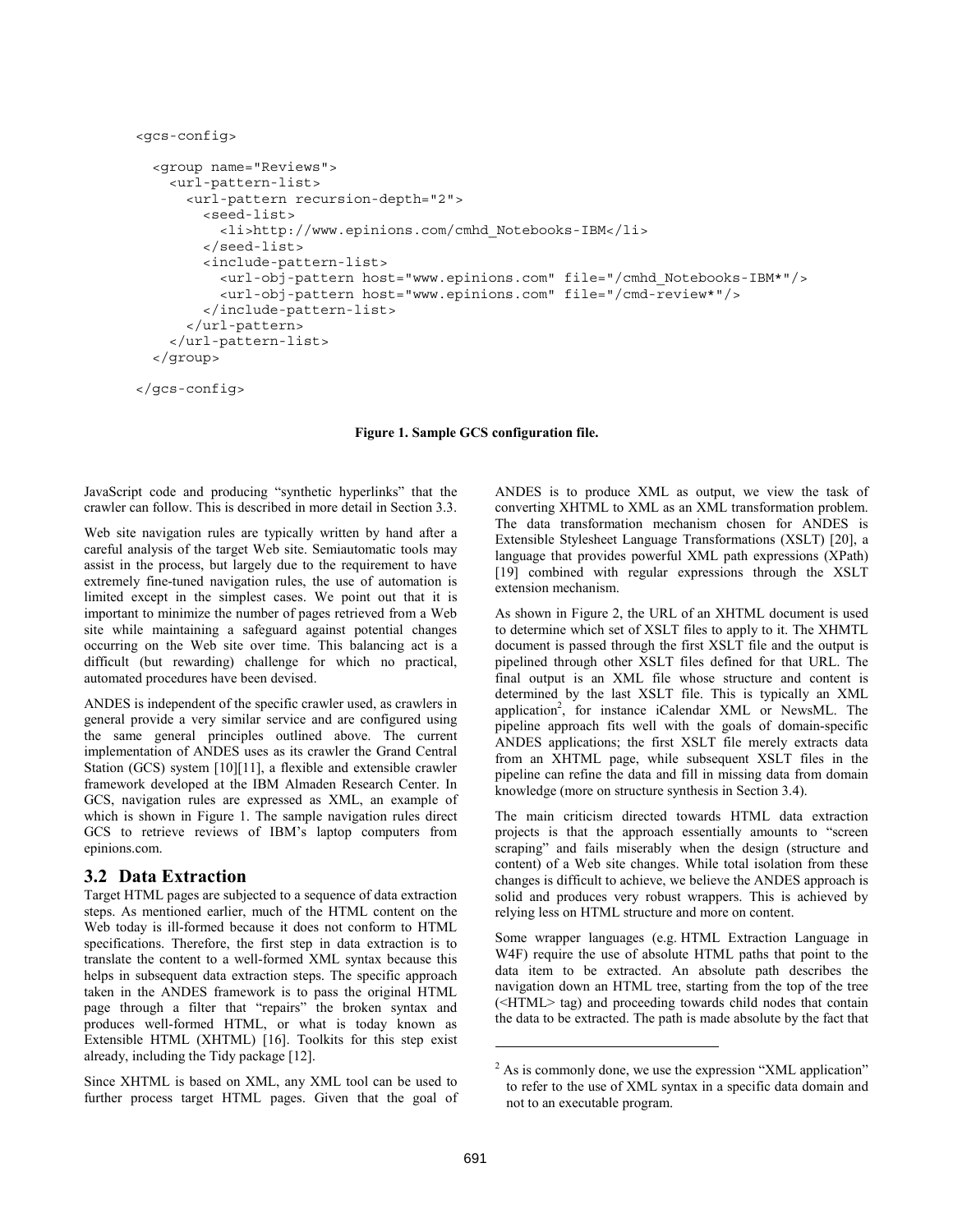```
<gcs-config>

  <group name="Reviews">
    <url-pattern-list>
      <url-pattern recursion-depth="2">
        <seed-list>
          <li>http://www.epinions.com/cmhd_Notebooks-IBM</li>
        </seed-list>
        <include-pattern-list>
          <url-obj-pattern host="www.epinions.com" file="/cmhd_Notebooks-IBM*"/>
          <url-obj-pattern host="www.epinions.com" file="/cmd-review*"/>
        </include-pattern-list>
      </url-pattern>
    </url-pattern-list>
  </group>

</gcs-config>
```

**Figure 1. Sample GCS configuration file.**

JavaScript code and producing "synthetic hyperlinks" that the crawler can follow. This is described in more detail in Section 3.3.

Web site navigation rules are typically written by hand after a careful analysis of the target Web site. Semiautomatic tools may assist in the process, but largely due to the requirement to have extremely fine-tuned navigation rules, the use of automation is limited except in the simplest cases. We point out that it is important to minimize the number of pages retrieved from a Web site while maintaining a safeguard against potential changes occurring on the Web site over time. This balancing act is a difficult (but rewarding) challenge for which no practical, automated procedures have been devised.

ANDES is independent of the specific crawler used, as crawlers in general provide a very similar service and are configured using the same general principles outlined above. The current implementation of ANDES uses as its crawler the Grand Central Station (GCS) system [10][11], a flexible and extensible crawler framework developed at the IBM Almaden Research Center. In GCS, navigation rules are expressed as XML, an example of which is shown in Figure 1. The sample navigation rules direct GCS to retrieve reviews of IBM's laptop computers from epinions.com.

## 3.2 Data Extraction

Target HTML pages are subjected to a sequence of data extraction steps. As mentioned earlier, much of the HTML content on the Web today is ill-formed because it does not conform to HTML specifications. Therefore, the first step in data extraction is to translate the content to a well-formed XML syntax because this helps in subsequent data extraction steps. The specific approach taken in the ANDES framework is to pass the original HTML page through a filter that "repairs" the broken syntax and produces well-formed HTML, or what is today known as Extensible HTML (XHTML) [16]. Toolkits for this step exist already, including the Tidy package [12].

Since XHTML is based on XML, any XML tool can be used to further process target HTML pages. Given that the goal of ANDES is to produce XML as output, we view the task of converting XHTML to XML as an XML transformation problem. The data transformation mechanism chosen for ANDES is Extensible Stylesheet Language Transformations (XSLT) [20], a language that provides powerful XML path expressions (XPath) [19] combined with regular expressions through the XSLT extension mechanism.

As shown in Figure 2, the URL of an XHTML document is used to determine which set of XSLT files to apply to it. The XHMTL document is passed through the first XSLT file and the output is pipelined through other XSLT files defined for that URL. The final output is an XML file whose structure and content is determined by the last XSLT file. This is typically an XML application[2], for instance iCalendar XML or NewsML. The pipeline approach fits well with the goals of domain-specific ANDES applications; the first XSLT file merely extracts data from an XHTML page, while subsequent XSLT files in the pipeline can refine the data and fill in missing data from domain knowledge (more on structure synthesis in Section 3.4).

The main criticism directed towards HTML data extraction projects is that the approach essentially amounts to "screen scraping" and fails miserably when the design (structure and content) of a Web site changes. While total isolation from these changes is difficult to achieve, we believe the ANDES approach is solid and produces very robust wrappers. This is achieved by relying less on HTML structure and more on content.

Some wrapper languages (e.g. HTML Extraction Language in W4F) require the use of absolute HTML paths that point to the data item to be extracted. An absolute path describes the navigation down an HTML tree, starting from the top of the tree (<HTML> tag) and proceeding towards child nodes that contain the data to be extracted. The path is made absolute by the fact that

[2] As is commonly done, we use the expression "XML application" to refer to the use of XML syntax in a specific data domain and not to an executable program.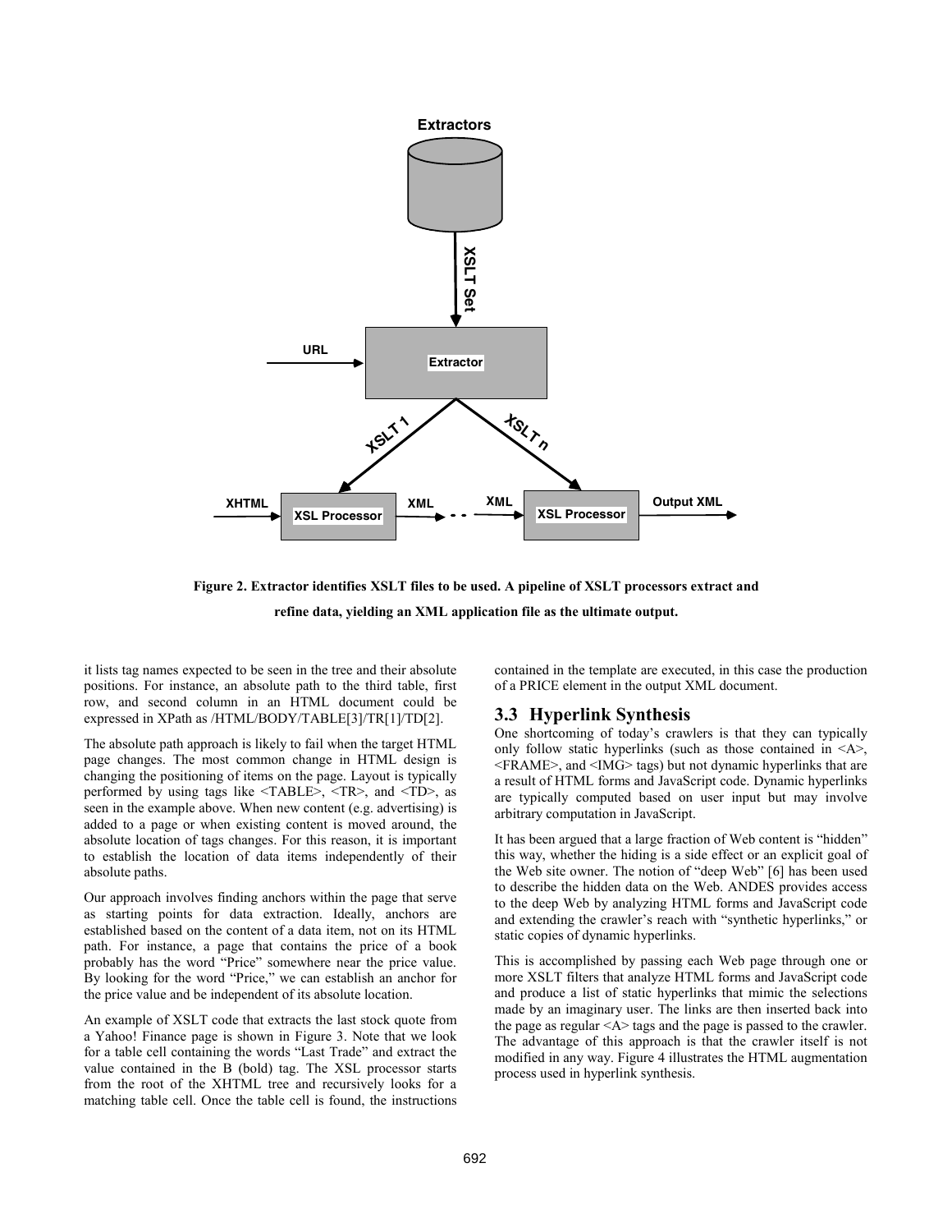Extractors

XSLT Set

URL

Extractor

XSLT 1

XSLT n

XHTML

XSL Processor

XML

XML

XSL Processor

Output XML

**Figure 2. Extractor identifies XSLT files to be used. A pipeline of XSLT processors extract and refine data, yielding an XML application file as the ultimate output.**

it lists tag names expected to be seen in the tree and their absolute positions. For instance, an absolute path to the third table, first row, and second column in an HTML document could be expressed in XPath as /HTML/BODY/TABLE[3]/TR[1]/TD[2].

The absolute path approach is likely to fail when the target HTML page changes. The most common change in HTML design is changing the positioning of items on the page. Layout is typically performed by using tags like <TABLE>, <TR>, and <TD>, as seen in the example above. When new content (e.g. advertising) is added to a page or when existing content is moved around, the absolute location of tags changes. For this reason, it is important to establish the location of data items independently of their absolute paths.

Our approach involves finding anchors within the page that serve as starting points for data extraction. Ideally, anchors are established based on the content of a data item, not on its HTML path. For instance, a page that contains the price of a book probably has the word "Price" somewhere near the price value. By looking for the word "Price," we can establish an anchor for the price value and be independent of its absolute location.

An example of XSLT code that extracts the last stock quote from a Yahoo! Finance page is shown in Figure 3. Note that we look for a table cell containing the words "Last Trade" and extract the value contained in the B (bold) tag. The XSL processor starts from the root of the XHTML tree and recursively looks for a matching table cell. Once the table cell is found, the instructions contained in the template are executed, in this case the production of a PRICE element in the output XML document.

## 3.3 Hyperlink Synthesis

One shortcoming of today's crawlers is that they can typically only follow static hyperlinks (such as those contained in <A>, <FRAME>, and <IMG> tags) but not dynamic hyperlinks that are a result of HTML forms and JavaScript code. Dynamic hyperlinks are typically computed based on user input but may involve arbitrary computation in JavaScript.

It has been argued that a large fraction of Web content is "hidden" this way, whether the hiding is a side effect or an explicit goal of the Web site owner. The notion of "deep Web" [6] has been used to describe the hidden data on the Web. ANDES provides access to the deep Web by analyzing HTML forms and JavaScript code and extending the crawler's reach with "synthetic hyperlinks," or static copies of dynamic hyperlinks.

This is accomplished by passing each Web page through one or more XSLT filters that analyze HTML forms and JavaScript code and produce a list of static hyperlinks that mimic the selections made by an imaginary user. The links are then inserted back into the page as regular <A> tags and the page is passed to the crawler. The advantage of this approach is that the crawler itself is not modified in any way. Figure 4 illustrates the HTML augmentation process used in hyperlink synthesis.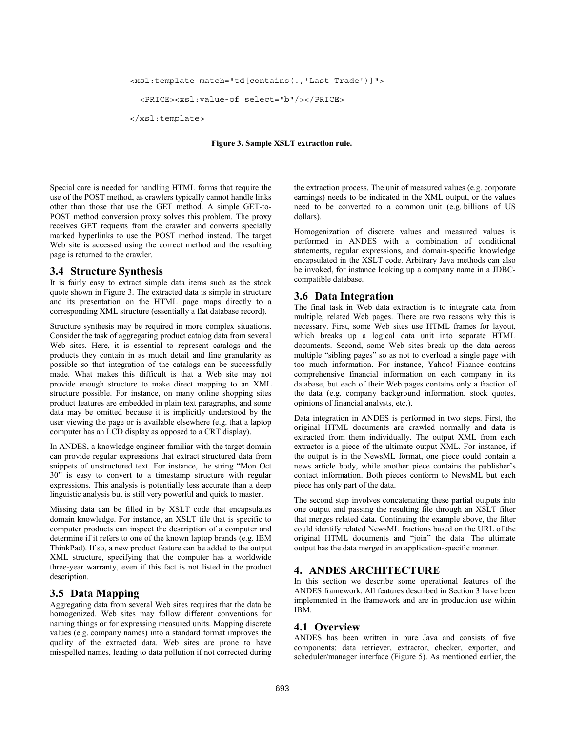```
<xsl:template match="td[contains(.,'Last Trade')]">

  <PRICE><xsl:value-of select="b"/></PRICE>

</xsl:template>
```

**Figure 3. Sample XSLT extraction rule.**

Special care is needed for handling HTML forms that require the use of the POST method, as crawlers typically cannot handle links other than those that use the GET method. A simple GET-to-POST method conversion proxy solves this problem. The proxy receives GET requests from the crawler and converts specially marked hyperlinks to use the POST method instead. The target Web site is accessed using the correct method and the resulting page is returned to the crawler.

### 3.4 Structure Synthesis

It is fairly easy to extract simple data items such as the stock quote shown in Figure 3. The extracted data is simple in structure and its presentation on the HTML page maps directly to a corresponding XML structure (essentially a flat database record).

Structure synthesis may be required in more complex situations. Consider the task of aggregating product catalog data from several Web sites. Here, it is essential to represent catalogs and the products they contain in as much detail and fine granularity as possible so that integration of the catalogs can be successfully made. What makes this difficult is that a Web site may not provide enough structure to make direct mapping to an XML structure possible. For instance, on many online shopping sites product features are embedded in plain text paragraphs, and some data may be omitted because it is implicitly understood by the user viewing the page or is available elsewhere (e.g. that a laptop computer has an LCD display as opposed to a CRT display).

In ANDES, a knowledge engineer familiar with the target domain can provide regular expressions that extract structured data from snippets of unstructured text. For instance, the string "Mon Oct 30" is easy to convert to a timestamp structure with regular expressions. This analysis is potentially less accurate than a deep linguistic analysis but is still very powerful and quick to master.

Missing data can be filled in by XSLT code that encapsulates domain knowledge. For instance, an XSLT file that is specific to computer products can inspect the description of a computer and determine if it refers to one of the known laptop brands (e.g. IBM ThinkPad). If so, a new product feature can be added to the output XML structure, specifying that the computer has a worldwide three-year warranty, even if this fact is not listed in the product description.

### 3.5 Data Mapping

Aggregating data from several Web sites requires that the data be homogenized. Web sites may follow different conventions for naming things or for expressing measured units. Mapping discrete values (e.g. company names) into a standard format improves the quality of the extracted data. Web sites are prone to have misspelled names, leading to data pollution if not corrected during the extraction process. The unit of measured values (e.g. corporate earnings) needs to be indicated in the XML output, or the values need to be converted to a common unit (e.g. billions of US dollars).

Homogenization of discrete values and measured values is performed in ANDES with a combination of conditional statements, regular expressions, and domain-specific knowledge encapsulated in the XSLT code. Arbitrary Java methods can also be invoked, for instance looking up a company name in a JDBC-compatible database.

### 3.6 Data Integration

The final task in Web data extraction is to integrate data from multiple, related Web pages. There are two reasons why this is necessary. First, some Web sites use HTML frames for layout, which breaks up a logical data unit into separate HTML documents. Second, some Web sites break up the data across multiple "sibling pages" so as not to overload a single page with too much information. For instance, Yahoo! Finance contains comprehensive financial information on each company in its database, but each of their Web pages contains only a fraction of the data (e.g. company background information, stock quotes, opinions of financial analysts, etc.).

Data integration in ANDES is performed in two steps. First, the original HTML documents are crawled normally and data is extracted from them individually. The output XML from each extractor is a piece of the ultimate output XML. For instance, if the output is in the NewsML format, one piece could contain a news article body, while another piece contains the publisher's contact information. Both pieces conform to NewsML but each piece has only part of the data.

The second step involves concatenating these partial outputs into one output and passing the resulting file through an XSLT filter that merges related data. Continuing the example above, the filter could identify related NewsML fractions based on the URL of the original HTML documents and "join" the data. The ultimate output has the data merged in an application-specific manner.

## 4. ANDES ARCHITECTURE

In this section we describe some operational features of the ANDES framework. All features described in Section 3 have been implemented in the framework and are in production use within IBM.

### 4.1 Overview

ANDES has been written in pure Java and consists of five components: data retriever, extractor, checker, exporter, and scheduler/manager interface (Figure 5). As mentioned earlier, the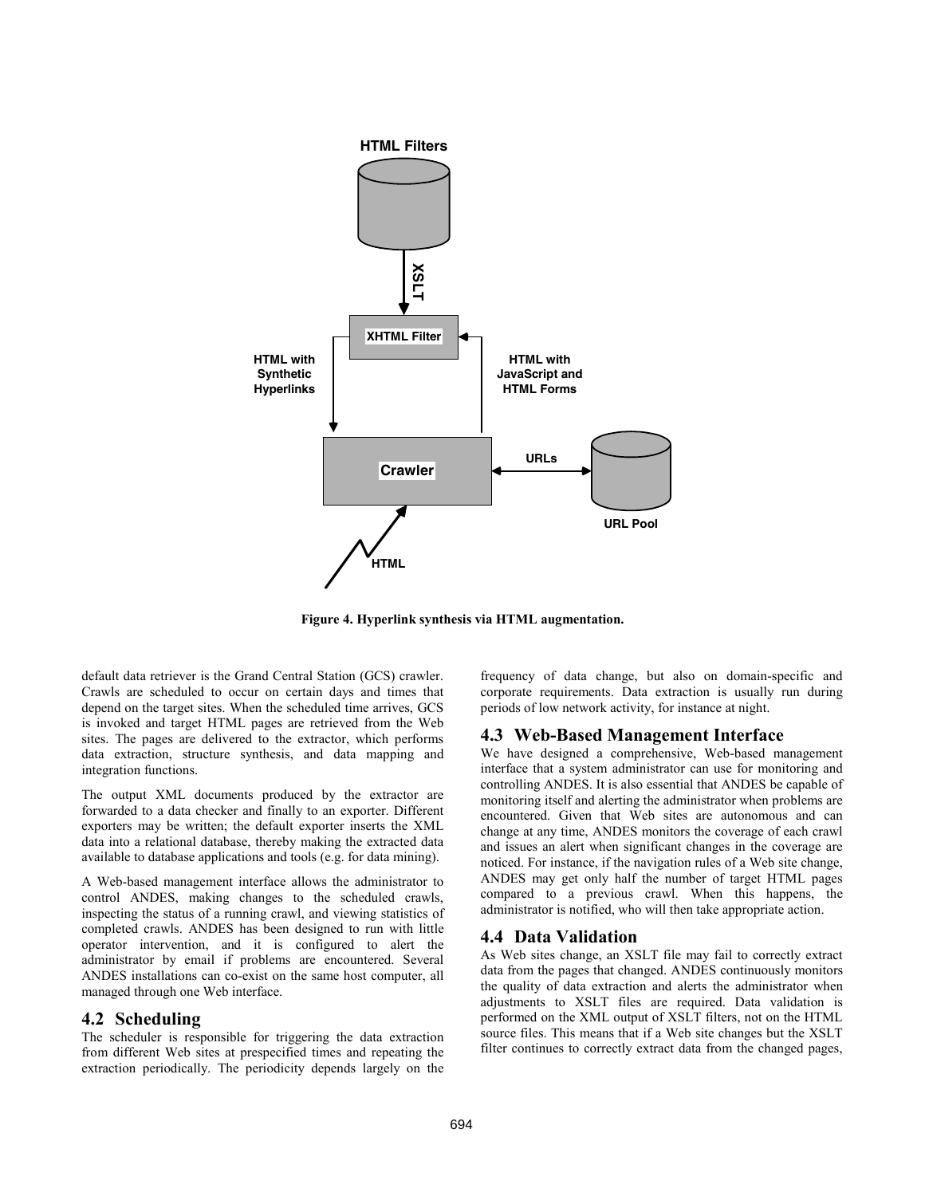HTML Filters

XSLT

XHTML Filter

HTML with Synthetic Hyperlinks

HTML with JavaScript and HTML Forms

Crawler

URLs

URL Pool

HTML

**Figure 4. Hyperlink synthesis via HTML augmentation.**

default data retriever is the Grand Central Station (GCS) crawler. Crawls are scheduled to occur on certain days and times that depend on the target sites. When the scheduled time arrives, GCS is invoked and target HTML pages are retrieved from the Web sites. The pages are delivered to the extractor, which performs data extraction, structure synthesis, and data mapping and integration functions.

The output XML documents produced by the extractor are forwarded to a data checker and finally to an exporter. Different exporters may be written; the default exporter inserts the XML data into a relational database, thereby making the extracted data available to database applications and tools (e.g. for data mining).

A Web-based management interface allows the administrator to control ANDES, making changes to the scheduled crawls, inspecting the status of a running crawl, and viewing statistics of completed crawls. ANDES has been designed to run with little operator intervention, and it is configured to alert the administrator by email if problems are encountered. Several ANDES installations can co-exist on the same host computer, all managed through one Web interface.

## 4.2 Scheduling

The scheduler is responsible for triggering the data extraction from different Web sites at prespecified times and repeating the extraction periodically. The periodicity depends largely on the frequency of data change, but also on domain-specific and corporate requirements. Data extraction is usually run during periods of low network activity, for instance at night.

## 4.3 Web-Based Management Interface

We have designed a comprehensive, Web-based management interface that a system administrator can use for monitoring and controlling ANDES. It is also essential that ANDES be capable of monitoring itself and alerting the administrator when problems are encountered. Given that Web sites are autonomous and can change at any time, ANDES monitors the coverage of each crawl and issues an alert when significant changes in the coverage are noticed. For instance, if the navigation rules of a Web site change, ANDES may get only half the number of target HTML pages compared to a previous crawl. When this happens, the administrator is notified, who will then take appropriate action.

## 4.4 Data Validation

As Web sites change, an XSLT file may fail to correctly extract data from the pages that changed. ANDES continuously monitors the quality of data extraction and alerts the administrator when adjustments to XSLT files are required. Data validation is performed on the XML output of XSLT filters, not on the HTML source files. This means that if a Web site changes but the XSLT filter continues to correctly extract data from the changed pages,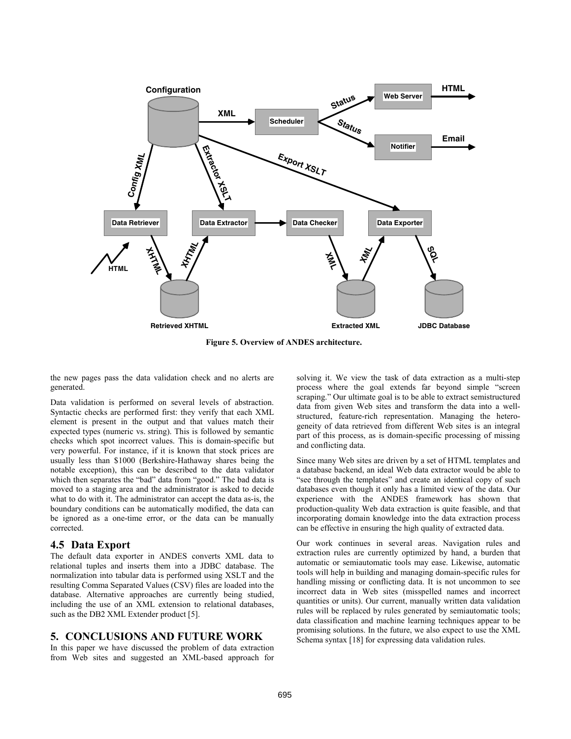Configuration

XML

Scheduler

Status

Status

Web Server

HTML

Notifier

Email

Config XML

Extractor XSLT

Export XSLT

Data Retriever

Data Extractor

Data Checker

Data Exporter

HTML

XHTML

XHTML

XML

XML

SQL

Retrieved XHTML

Extracted XML

JDBC Database

**Figure 5. Overview of ANDES architecture.**

the new pages pass the data validation check and no alerts are generated.

Data validation is performed on several levels of abstraction. Syntactic checks are performed first: they verify that each XML element is present in the output and that values match their expected types (numeric vs. string). This is followed by semantic checks which spot incorrect values. This is domain-specific but very powerful. For instance, if it is known that stock prices are usually less than $1000 (Berkshire-Hathaway shares being the notable exception), this can be described to the data validator which then separates the "bad" data from "good." The bad data is moved to a staging area and the administrator is asked to decide what to do with it. The administrator can accept the data as-is, the boundary conditions can be automatically modified, the data can be ignored as a one-time error, or the data can be manually corrected.

## 4.5 Data Export

The default data exporter in ANDES converts XML data to relational tuples and inserts them into a JDBC database. The normalization into tabular data is performed using XSLT and the resulting Comma Separated Values (CSV) files are loaded into the database. Alternative approaches are currently being studied, including the use of an XML extension to relational databases, such as the DB2 XML Extender product [5].

# 5. CONCLUSIONS AND FUTURE WORK

In this paper we have discussed the problem of data extraction from Web sites and suggested an XML-based approach for solving it. We view the task of data extraction as a multi-step process where the goal extends far beyond simple "screen scraping." Our ultimate goal is to be able to extract semistructured data from given Web sites and transform the data into a well-structured, feature-rich representation. Managing the heterogeneity of data retrieved from different Web sites is an integral part of this process, as is domain-specific processing of missing and conflicting data.

Since many Web sites are driven by a set of HTML templates and a database backend, an ideal Web data extractor would be able to "see through the templates" and create an identical copy of such databases even though it only has a limited view of the data. Our experience with the ANDES framework has shown that production-quality Web data extraction is quite feasible, and that incorporating domain knowledge into the data extraction process can be effective in ensuring the high quality of extracted data.

Our work continues in several areas. Navigation rules and extraction rules are currently optimized by hand, a burden that automatic or semiautomatic tools may ease. Likewise, automatic tools will help in building and managing domain-specific rules for handling missing or conflicting data. It is not uncommon to see incorrect data in Web sites (misspelled names and incorrect quantities or units). Our current, manually written data validation rules will be replaced by rules generated by semiautomatic tools; data classification and machine learning techniques appear to be promising solutions. In the future, we also expect to use the XML Schema syntax [18] for expressing data validation rules.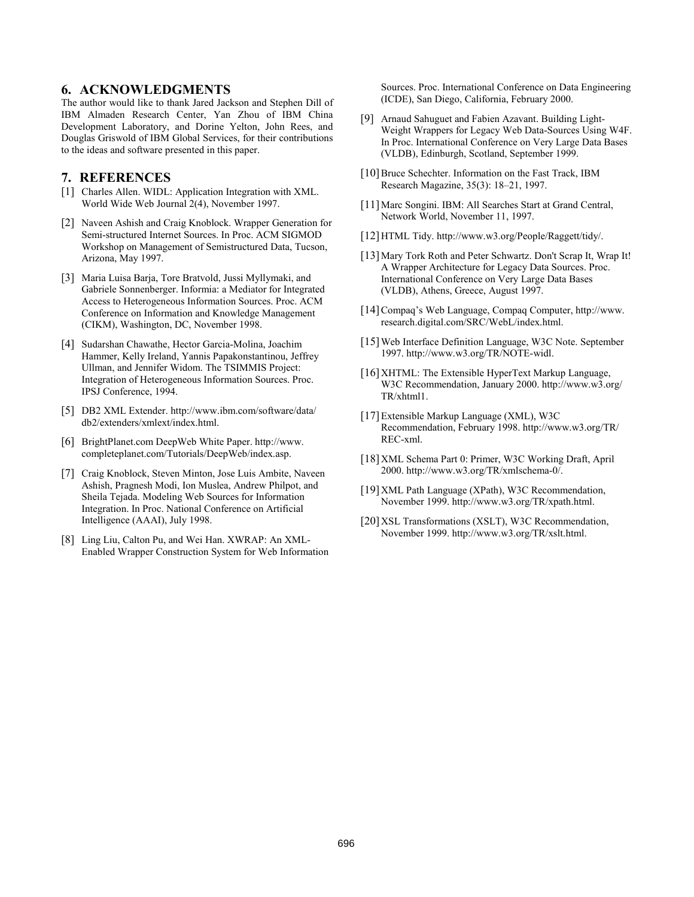## 6. ACKNOWLEDGMENTS

The author would like to thank Jared Jackson and Stephen Dill of IBM Almaden Research Center, Yan Zhou of IBM China Development Laboratory, and Dorine Yelton, John Rees, and Douglas Griswold of IBM Global Services, for their contributions to the ideas and software presented in this paper.

## 7. REFERENCES

[1] Charles Allen. WIDL: Application Integration with XML. World Wide Web Journal 2(4), November 1997.

[2] Naveen Ashish and Craig Knoblock. Wrapper Generation for Semi-structured Internet Sources. In Proc. ACM SIGMOD Workshop on Management of Semistructured Data, Tucson, Arizona, May 1997.

[3] Maria Luisa Barja, Tore Bratvold, Jussi Myllymaki, and Gabriele Sonnenberger. Informia: a Mediator for Integrated Access to Heterogeneous Information Sources. Proc. ACM Conference on Information and Knowledge Management (CIKM), Washington, DC, November 1998.

[4] Sudarshan Chawathe, Hector Garcia-Molina, Joachim Hammer, Kelly Ireland, Yannis Papakonstantinou, Jeffrey Ullman, and Jennifer Widom. The TSIMMIS Project: Integration of Heterogeneous Information Sources. Proc. IPSJ Conference, 1994.

[5] DB2 XML Extender. http://www.ibm.com/software/data/db2/extenders/xmlext/index.html.

[6] BrightPlanet.com DeepWeb White Paper. http://www.completeplanet.com/Tutorials/DeepWeb/index.asp.

[7] Craig Knoblock, Steven Minton, Jose Luis Ambite, Naveen Ashish, Pragnesh Modi, Ion Muslea, Andrew Philpot, and Sheila Tejada. Modeling Web Sources for Information Integration. In Proc. National Conference on Artificial Intelligence (AAAI), July 1998.

[8] Ling Liu, Calton Pu, and Wei Han. XWRAP: An XML-Enabled Wrapper Construction System for Web Information Sources. Proc. International Conference on Data Engineering (ICDE), San Diego, California, February 2000.

[9] Arnaud Sahuguet and Fabien Azavant. Building Light-Weight Wrappers for Legacy Web Data-Sources Using W4F. In Proc. International Conference on Very Large Data Bases (VLDB), Edinburgh, Scotland, September 1999.

[10] Bruce Schechter. Information on the Fast Track, IBM Research Magazine, 35(3): 18–21, 1997.

[11] Marc Songini. IBM: All Searches Start at Grand Central, Network World, November 11, 1997.

[12] HTML Tidy. http://www.w3.org/People/Raggett/tidy/.

[13] Mary Tork Roth and Peter Schwartz. Don't Scrap It, Wrap It! A Wrapper Architecture for Legacy Data Sources. Proc. International Conference on Very Large Data Bases (VLDB), Athens, Greece, August 1997.

[14] Compaq's Web Language, Compaq Computer, http://www.research.digital.com/SRC/WebL/index.html.

[15] Web Interface Definition Language, W3C Note. September 1997. http://www.w3.org/TR/NOTE-widl.

[16] XHTML: The Extensible HyperText Markup Language, W3C Recommendation, January 2000. http://www.w3.org/TR/xhtml1.

[17] Extensible Markup Language (XML), W3C Recommendation, February 1998. http://www.w3.org/TR/REC-xml.

[18] XML Schema Part 0: Primer, W3C Working Draft, April 2000. http://www.w3.org/TR/xmlschema-0/.

[19] XML Path Language (XPath), W3C Recommendation, November 1999. http://www.w3.org/TR/xpath.html.

[20] XSL Transformations (XSLT), W3C Recommendation, November 1999. http://www.w3.org/TR/xslt.html.